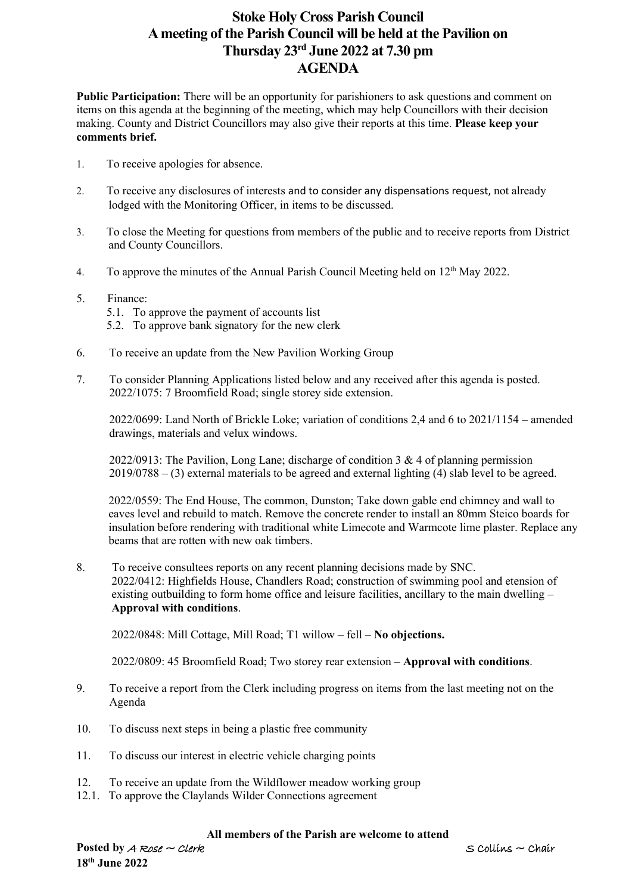# Stoke Holy Cross Parish Council
# A meeting of the Parish Council will be held at the Pavilion on Thursday 23rd June 2022 at 7.30 pm
# AGENDA

**Public Participation:** There will be an opportunity for parishioners to ask questions and comment on items on this agenda at the beginning of the meeting, which may help Councillors with their decision making. County and District Councillors may also give their reports at this time. **Please keep your comments brief.**

1. To receive apologies for absence.

2. To receive any disclosures of interests and to consider any dispensations request, not already lodged with the Monitoring Officer, in items to be discussed.

3. To close the Meeting for questions from members of the public and to receive reports from District and County Councillors.

4. To approve the minutes of the Annual Parish Council Meeting held on 12th May 2022.

5. Finance:
   - 5.1. To approve the payment of accounts list
   - 5.2. To approve bank signatory for the new clerk

6. To receive an update from the New Pavilion Working Group

7. To consider Planning Applications listed below and any received after this agenda is posted.
   2022/1075: 7 Broomfield Road; single storey side extension.

   2022/0699: Land North of Brickle Loke; variation of conditions 2,4 and 6 to 2021/1154 – amended drawings, materials and velux windows.

   2022/0913: The Pavilion, Long Lane; discharge of condition 3 & 4 of planning permission 2019/0788 – (3) external materials to be agreed and external lighting (4) slab level to be agreed.

   2022/0559: The End House, The common, Dunston; Take down gable end chimney and wall to eaves level and rebuild to match. Remove the concrete render to install an 80mm Steico boards for insulation before rendering with traditional white Limecote and Warmcote lime plaster. Replace any beams that are rotten with new oak timbers.

8. To receive consultees reports on any recent planning decisions made by SNC.
   2022/0412: Highfields House, Chandlers Road; construction of swimming pool and etension of existing outbuilding to form home office and leisure facilities, ancillary to the main dwelling – **Approval with conditions**.

   2022/0848: Mill Cottage, Mill Road; T1 willow – fell – **No objections.**

   2022/0809: 45 Broomfield Road; Two storey rear extension – **Approval with conditions**.

9. To receive a report from the Clerk including progress on items from the last meeting not on the Agenda

10. To discuss next steps in being a plastic free community

11. To discuss our interest in electric vehicle charging points

12. To receive an update from the Wildflower meadow working group
   - 12.1. To approve the Claylands Wilder Connections agreement

**All members of the Parish are welcome to attend**

**Posted by** A Rose ~ Clerk  S Collins ~ Chair
**18th June 2022**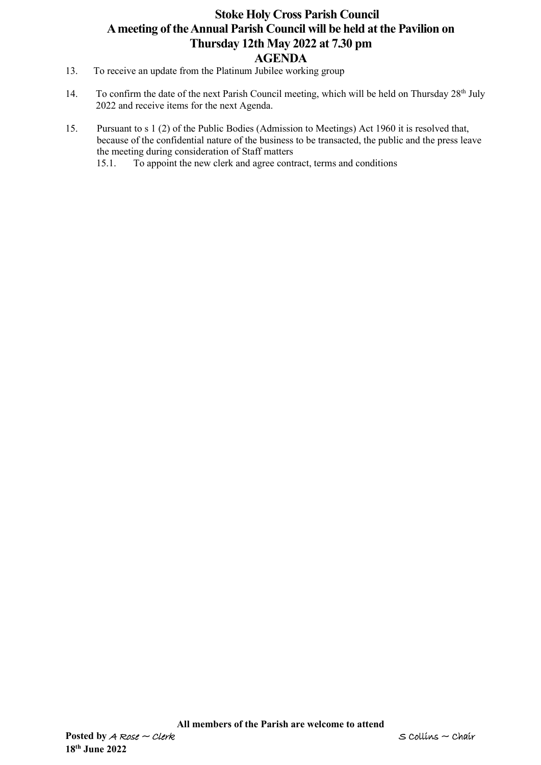# Stoke Holy Cross Parish Council

## A meeting of the Annual Parish Council will be held at the Pavilion on Thursday 12th May 2022 at 7.30 pm

## AGENDA

13. To receive an update from the Platinum Jubilee working group

14. To confirm the date of the next Parish Council meeting, which will be held on Thursday 28th July 2022 and receive items for the next Agenda.

15. Pursuant to s 1 (2) of the Public Bodies (Admission to Meetings) Act 1960 it is resolved that, because of the confidential nature of the business to be transacted, the public and the press leave the meeting during consideration of Staff matters
    15.1. To appoint the new clerk and agree contract, terms and conditions

**All members of the Parish are welcome to attend**

**Posted by** *A Rose ~ Clerk* *S Collins ~ Chair*

**18th June 2022**